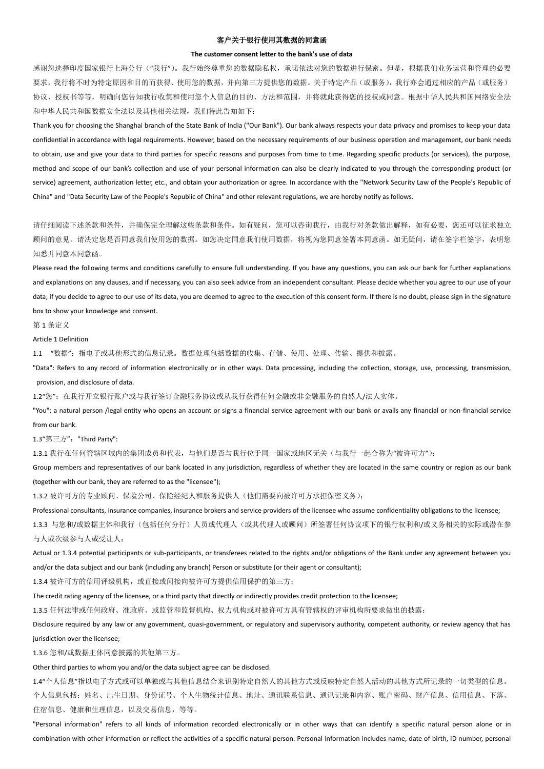# 客户关于银行使用其数据的同意函

## The customer consent letter to the bank's use of data

感谢您选择印度国家银行上海分行（"我行"）。我行始终尊重您的数据隐私权，承诺依法对您的数据进行保密。但是，根据我们业务运营和管理的必要要求，我行将不时为特定原因和目的而获得、使用您的数据，并向第三方提供您的数据。关于特定产品（或服务），我行亦会通过相应的产品（或服务）协议、授权书等等，明确向您告知我行收集和使用您个人信息的目的、方法和范围，并将就此获得您的授权或同意。根据中华人民共和国网络安全法和中华人民共和国数据安全法以及其他相关法规，我们特此告知如下：

Thank you for choosing the Shanghai branch of the State Bank of India ("Our Bank"). Our bank always respects your data privacy and promises to keep your data confidential in accordance with legal requirements. However, based on the necessary requirements of our business operation and management, our bank needs to obtain, use and give your data to third parties for specific reasons and purposes from time to time. Regarding specific products (or services), the purpose, method and scope of our bank's collection and use of your personal information can also be clearly indicated to you through the corresponding product (or service) agreement, authorization letter, etc., and obtain your authorization or agree. In accordance with the "Network Security Law of the People's Republic of China" and "Data Security Law of the People's Republic of China" and other relevant regulations, we are hereby notify as follows.

请仔细阅读下述条款和条件，并确保完全理解这些条款和条件。如有疑问，您可以咨询我行，由我行对条款做出解释，如有必要，您还可以征求独立顾问的意见。请决定您是否同意我们使用您的数据。如您决定同意我们使用数据，将视为您同意签署本同意函。如无疑问，请在签字栏签字，表明您知悉并同意本同意函。

Please read the following terms and conditions carefully to ensure full understanding. If you have any questions, you can ask our bank for further explanations and explanations on any clauses, and if necessary, you can also seek advice from an independent consultant. Please decide whether you agree to our use of your data; if you decide to agree to our use of its data, you are deemed to agree to the execution of this consent form. If there is no doubt, please sign in the signature box to show your knowledge and consent.

第 1 条定义

Article 1 Definition

1.1 "数据"：指电子或其他形式的信息记录。数据处理包括数据的收集、存储、使用、处理、传输、提供和披露。

"Data": Refers to any record of information electronically or in other ways. Data processing, including the collection, storage, use, processing, transmission, provision, and disclosure of data.

1.2"您"：在我行开立银行账户或与我行签订金融服务协议或从我行获得任何金融或非金融服务的自然人/法人实体。

"You": a natural person /legal entity who opens an account or signs a financial service agreement with our bank or avails any financial or non-financial service from our bank.

1.3"第三方"："Third Party":

1.3.1 我行在任何管辖区域内的集团成员和代表，与他们是否与我行位于同一国家或地区无关（与我行一起合称为"被许可方"）；

Group members and representatives of our bank located in any jurisdiction, regardless of whether they are located in the same country or region as our bank (together with our bank, they are referred to as the "licensee");

1.3.2 被许可方的专业顾问、保险公司、保险经纪人和服务提供人（他们需要向被许可方承担保密义务）；

Professional consultants, insurance companies, insurance brokers and service providers of the licensee who assume confidentiality obligations to the licensee;

1.3.3 与您和/或数据主体和我行（包括任何分行）人员或代理人（或其代理人或顾问）所签署任何协议项下的银行权利和/或义务相关的实际或潜在参与人或次级参与人或受让人；

Actual or 1.3.4 potential participants or sub-participants, or transferees related to the rights and/or obligations of the Bank under any agreement between you and/or the data subject and our bank (including any branch) Person or substitute (or their agent or consultant);

1.3.4 被许可方的信用评级机构，或直接或间接向被许可方提供信用保护的第三方；

The credit rating agency of the licensee, or a third party that directly or indirectly provides credit protection to the licensee;

1.3.5 任何法律或任何政府、准政府、或监管和监督机构、权力机构或对被许可方具有管辖权的评审机构所要求做出的披露；

Disclosure required by any law or any government, quasi-government, or regulatory and supervisory authority, competent authority, or review agency that has jurisdiction over the licensee;

1.3.6 您和/或数据主体同意披露的其他第三方。

Other third parties to whom you and/or the data subject agree can be disclosed.

1.4"个人信息"指以电子方式或可以单独或与其他信息结合来识别特定自然人的其他方式或反映特定自然人活动的其他方式所记录的一切类型的信息。个人信息包括：姓名、出生日期、身份证号、个人生物统计信息、地址、通讯联系信息、通讯记录和内容、账户密码、财产信息、信用信息、下落、住宿信息、健康和生理信息，以及交易信息，等等。

"Personal information" refers to all kinds of information recorded electronically or in other ways that can identify a specific natural person alone or in combination with other information or reflect the activities of a specific natural person. Personal information includes name, date of birth, ID number, personal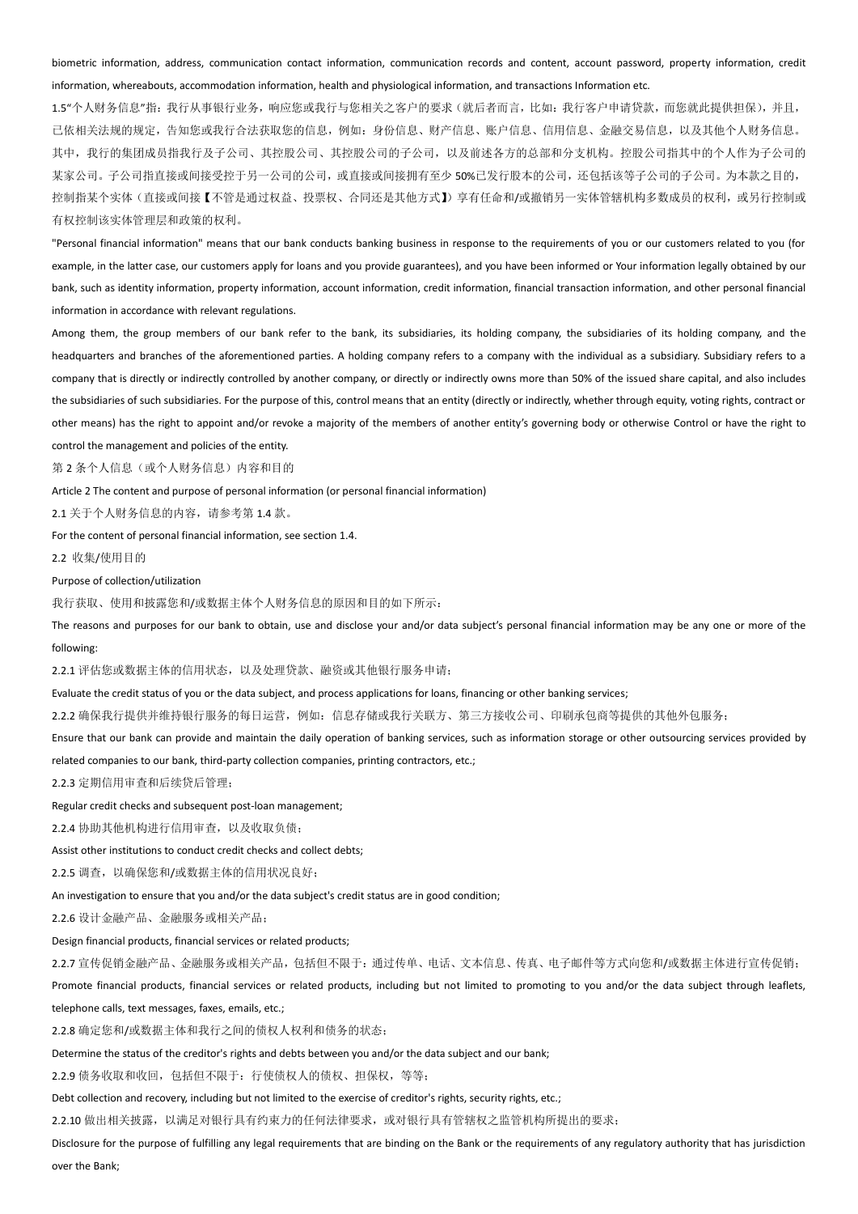biometric information, address, communication contact information, communication records and content, account password, property information, credit information, whereabouts, accommodation information, health and physiological information, and transactions Information etc.

1.5"个人财务信息"指：我行从事银行业务，响应您或我行与您相关之客户的要求（就后者而言，比如：我行客户申请贷款，而您就此提供担保），并且，已依相关法规的规定，告知您或我行合法获取您的信息，例如：身份信息、财产信息、账户信息、信用信息、金融交易信息，以及其他个人财务信息。其中，我行的集团成员指我行及子公司、其控股公司、其控股公司的子公司，以及前述各方的总部和分支机构。控股公司指其中的个人作为子公司的某家公司。子公司指直接或间接受控于另一公司的公司，或直接或间接拥有至少 50%已发行股本的公司，还包括该等子公司的子公司。为本款之目的，控制指某个实体（直接或间接【不管是通过权益、投票权、合同还是其他方式】）享有任命和/或撤销另一实体管辖机构多数成员的权利，或另行控制或有权控制该实体管理层和政策的权利。

"Personal financial information" means that our bank conducts banking business in response to the requirements of you or our customers related to you (for example, in the latter case, our customers apply for loans and you provide guarantees), and you have been informed or Your information legally obtained by our bank, such as identity information, property information, account information, credit information, financial transaction information, and other personal financial information in accordance with relevant regulations.

Among them, the group members of our bank refer to the bank, its subsidiaries, its holding company, the subsidiaries of its holding company, and the headquarters and branches of the aforementioned parties. A holding company refers to a company with the individual as a subsidiary. Subsidiary refers to a company that is directly or indirectly controlled by another company, or directly or indirectly owns more than 50% of the issued share capital, and also includes the subsidiaries of such subsidiaries. For the purpose of this, control means that an entity (directly or indirectly, whether through equity, voting rights, contract or other means) has the right to appoint and/or revoke a majority of the members of another entity's governing body or otherwise Control or have the right to control the management and policies of the entity.

第 2 条个人信息（或个人财务信息）内容和目的

Article 2 The content and purpose of personal information (or personal financial information)

2.1 关于个人财务信息的内容，请参考第 1.4 款。

For the content of personal financial information, see section 1.4.

2.2 收集/使用目的

Purpose of collection/utilization

我行获取、使用和披露您和/或数据主体个人财务信息的原因和目的如下所示：

The reasons and purposes for our bank to obtain, use and disclose your and/or data subject's personal financial information may be any one or more of the following:

2.2.1 评估您或数据主体的信用状态，以及处理贷款、融资或其他银行服务申请；

Evaluate the credit status of you or the data subject, and process applications for loans, financing or other banking services;

2.2.2 确保我行提供并维持银行服务的每日运营，例如：信息存储或我行关联方、第三方接收公司、印刷承包商等提供的其他外包服务；

Ensure that our bank can provide and maintain the daily operation of banking services, such as information storage or other outsourcing services provided by related companies to our bank, third-party collection companies, printing contractors, etc.;

2.2.3 定期信用审查和后续贷后管理；

Regular credit checks and subsequent post-loan management;

2.2.4 协助其他机构进行信用审查，以及收取负债；

Assist other institutions to conduct credit checks and collect debts;

2.2.5 调查，以确保您和/或数据主体的信用状况良好；

An investigation to ensure that you and/or the data subject's credit status are in good condition;

2.2.6 设计金融产品、金融服务或相关产品；

Design financial products, financial services or related products;

2.2.7 宣传促销金融产品、金融服务或相关产品，包括但不限于：通过传单、电话、文本信息、传真、电子邮件等方式向您和/或数据主体进行宣传促销；

Promote financial products, financial services or related products, including but not limited to promoting to you and/or the data subject through leaflets, telephone calls, text messages, faxes, emails, etc.;

2.2.8 确定您和/或数据主体和我行之间的债权人权利和债务的状态；

Determine the status of the creditor's rights and debts between you and/or the data subject and our bank;

2.2.9 债务收取和收回，包括但不限于：行使债权人的债权、担保权，等等；

Debt collection and recovery, including but not limited to the exercise of creditor's rights, security rights, etc.;

2.2.10 做出相关披露，以满足对银行具有约束力的任何法律要求，或对银行具有管辖权之监管机构所提出的要求；

Disclosure for the purpose of fulfilling any legal requirements that are binding on the Bank or the requirements of any regulatory authority that has jurisdiction over the Bank;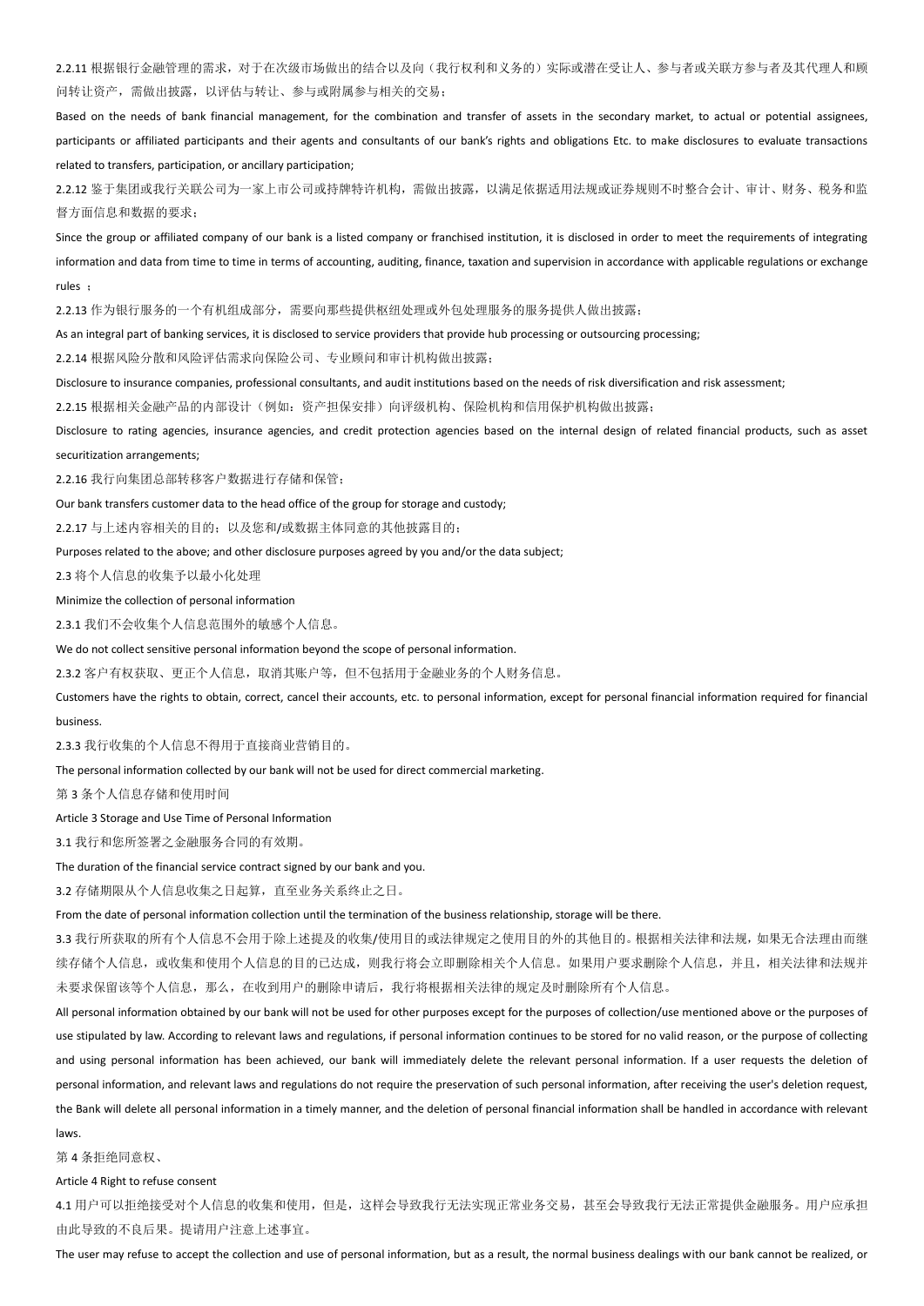2.2.11 根据银行金融管理的需求，对于在次级市场做出的结合以及向（我行权利和义务的）实际或潜在受让人、参与者或关联方参与者及其代理人和顾问转让资产，需做出披露，以评估与转让、参与或附属参与相关的交易；

Based on the needs of bank financial management, for the combination and transfer of assets in the secondary market, to actual or potential assignees, participants or affiliated participants and their agents and consultants of our bank's rights and obligations Etc. to make disclosures to evaluate transactions related to transfers, participation, or ancillary participation;

2.2.12 鉴于集团或我行关联公司为一家上市公司或持牌特许机构，需做出披露，以满足依据适用法规或证券规则不时整合会计、审计、财务、税务和监督方面信息和数据的要求；

Since the group or affiliated company of our bank is a listed company or franchised institution, it is disclosed in order to meet the requirements of integrating information and data from time to time in terms of accounting, auditing, finance, taxation and supervision in accordance with applicable regulations or exchange rules ；

2.2.13 作为银行服务的一个有机组成部分，需要向那些提供枢纽处理或外包处理服务的服务提供人做出披露；

As an integral part of banking services, it is disclosed to service providers that provide hub processing or outsourcing processing;

2.2.14 根据风险分散和风险评估需求向保险公司、专业顾问和审计机构做出披露；

Disclosure to insurance companies, professional consultants, and audit institutions based on the needs of risk diversification and risk assessment;

2.2.15 根据相关金融产品的内部设计（例如：资产担保安排）向评级机构、保险机构和信用保护机构做出披露；

Disclosure to rating agencies, insurance agencies, and credit protection agencies based on the internal design of related financial products, such as asset securitization arrangements;

2.2.16 我行向集团总部转移客户数据进行存储和保管；

Our bank transfers customer data to the head office of the group for storage and custody;

2.2.17 与上述内容相关的目的；以及您和/或数据主体同意的其他披露目的；

Purposes related to the above; and other disclosure purposes agreed by you and/or the data subject;

2.3 将个人信息的收集予以最小化处理

Minimize the collection of personal information

2.3.1 我们不会收集个人信息范围外的敏感个人信息。

We do not collect sensitive personal information beyond the scope of personal information.

2.3.2 客户有权获取、更正个人信息，取消其账户等，但不包括用于金融业务的个人财务信息。

Customers have the rights to obtain, correct, cancel their accounts, etc. to personal information, except for personal financial information required for financial business.

2.3.3 我行收集的个人信息不得用于直接商业营销目的。

The personal information collected by our bank will not be used for direct commercial marketing.

第 3 条个人信息存储和使用时间

Article 3 Storage and Use Time of Personal Information

3.1 我行和您所签署之金融服务合同的有效期。

The duration of the financial service contract signed by our bank and you.

3.2 存储期限从个人信息收集之日起算，直至业务关系终止之日。

From the date of personal information collection until the termination of the business relationship, storage will be there.

3.3 我行所获取的所有个人信息不会用于除上述提及的收集/使用目的或法律规定之使用目的外的其他目的。根据相关法律和法规，如果无合法理由而继续存储个人信息，或收集和使用个人信息的目的已达成，则我行将会立即删除相关个人信息。如果用户要求删除个人信息，并且，相关法律和法规并未要求保留该等个人信息，那么，在收到用户的删除申请后，我行将根据相关法律的规定及时删除所有个人信息。

All personal information obtained by our bank will not be used for other purposes except for the purposes of collection/use mentioned above or the purposes of use stipulated by law. According to relevant laws and regulations, if personal information continues to be stored for no valid reason, or the purpose of collecting and using personal information has been achieved, our bank will immediately delete the relevant personal information. If a user requests the deletion of personal information, and relevant laws and regulations do not require the preservation of such personal information, after receiving the user's deletion request, the Bank will delete all personal information in a timely manner, and the deletion of personal financial information shall be handled in accordance with relevant laws.

第 4 条拒绝同意权、

Article 4 Right to refuse consent

4.1 用户可以拒绝接受对个人信息的收集和使用，但是，这样会导致我行无法实现正常业务交易，甚至会导致我行无法正常提供金融服务。用户应承担由此导致的不良后果。提请用户注意上述事宜。

The user may refuse to accept the collection and use of personal information, but as a result, the normal business dealings with our bank cannot be realized, or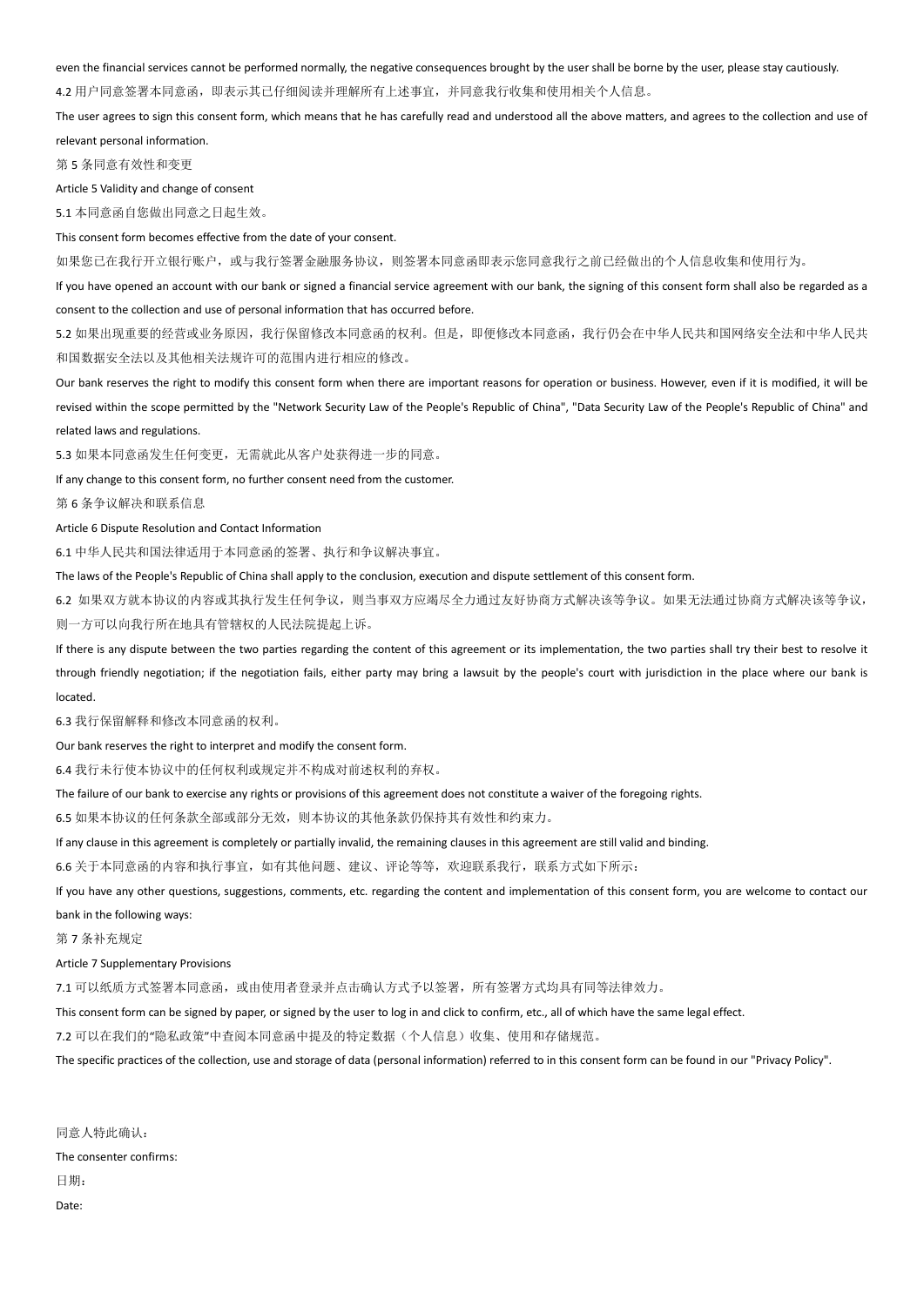even the financial services cannot be performed normally, the negative consequences brought by the user shall be borne by the user, please stay cautiously.

4.2 用户同意签署本同意函，即表示其已仔细阅读并理解所有上述事宜，并同意我行收集和使用相关个人信息。

The user agrees to sign this consent form, which means that he has carefully read and understood all the above matters, and agrees to the collection and use of relevant personal information.

第 5 条同意有效性和变更

Article 5 Validity and change of consent

5.1 本同意函自您做出同意之日起生效。

This consent form becomes effective from the date of your consent.

如果您已在我行开立银行账户，或与我行签署金融服务协议，则签署本同意函即表示您同意我行之前已经做出的个人信息收集和使用行为。

If you have opened an account with our bank or signed a financial service agreement with our bank, the signing of this consent form shall also be regarded as a consent to the collection and use of personal information that has occurred before.

5.2 如果出现重要的经营或业务原因，我行保留修改本同意函的权利。但是，即便修改本同意函，我行仍会在中华人民共和国网络安全法和中华人民共和国数据安全法以及其他相关法规许可的范围内进行相应的修改。

Our bank reserves the right to modify this consent form when there are important reasons for operation or business. However, even if it is modified, it will be revised within the scope permitted by the "Network Security Law of the People's Republic of China", "Data Security Law of the People's Republic of China" and related laws and regulations.

5.3 如果本同意函发生任何变更，无需就此从客户处获得进一步的同意。

If any change to this consent form, no further consent need from the customer.

第 6 条争议解决和联系信息

Article 6 Dispute Resolution and Contact Information

6.1 中华人民共和国法律适用于本同意函的签署、执行和争议解决事宜。

The laws of the People's Republic of China shall apply to the conclusion, execution and dispute settlement of this consent form.

6.2 如果双方就本协议的内容或其执行发生任何争议，则当事双方应竭尽全力通过友好协商方式解决该等争议。如果无法通过协商方式解决该等争议，则一方可以向我行所在地具有管辖权的人民法院提起上诉。

If there is any dispute between the two parties regarding the content of this agreement or its implementation, the two parties shall try their best to resolve it through friendly negotiation; if the negotiation fails, either party may bring a lawsuit by the people's court with jurisdiction in the place where our bank is located.

6.3 我行保留解释和修改本同意函的权利。

Our bank reserves the right to interpret and modify the consent form.

6.4 我行未行使本协议中的任何权利或规定并不构成对前述权利的弃权。

The failure of our bank to exercise any rights or provisions of this agreement does not constitute a waiver of the foregoing rights.

6.5 如果本协议的任何条款全部或部分无效，则本协议的其他条款仍保持其有效性和约束力。

If any clause in this agreement is completely or partially invalid, the remaining clauses in this agreement are still valid and binding.

6.6 关于本同意函的内容和执行事宜，如有其他问题、建议、评论等等，欢迎联系我行，联系方式如下所示：

If you have any other questions, suggestions, comments, etc. regarding the content and implementation of this consent form, you are welcome to contact our bank in the following ways:

第 7 条补充规定

Article 7 Supplementary Provisions

7.1 可以纸质方式签署本同意函，或由使用者登录并点击确认方式予以签署，所有签署方式均具有同等法律效力。

This consent form can be signed by paper, or signed by the user to log in and click to confirm, etc., all of which have the same legal effect.

7.2 可以在我们的"隐私政策"中查阅本同意函中提及的特定数据（个人信息）收集、使用和存储规范。

The specific practices of the collection, use and storage of data (personal information) referred to in this consent form can be found in our "Privacy Policy".

同意人特此确认：

The consenter confirms:

日期：

Date: